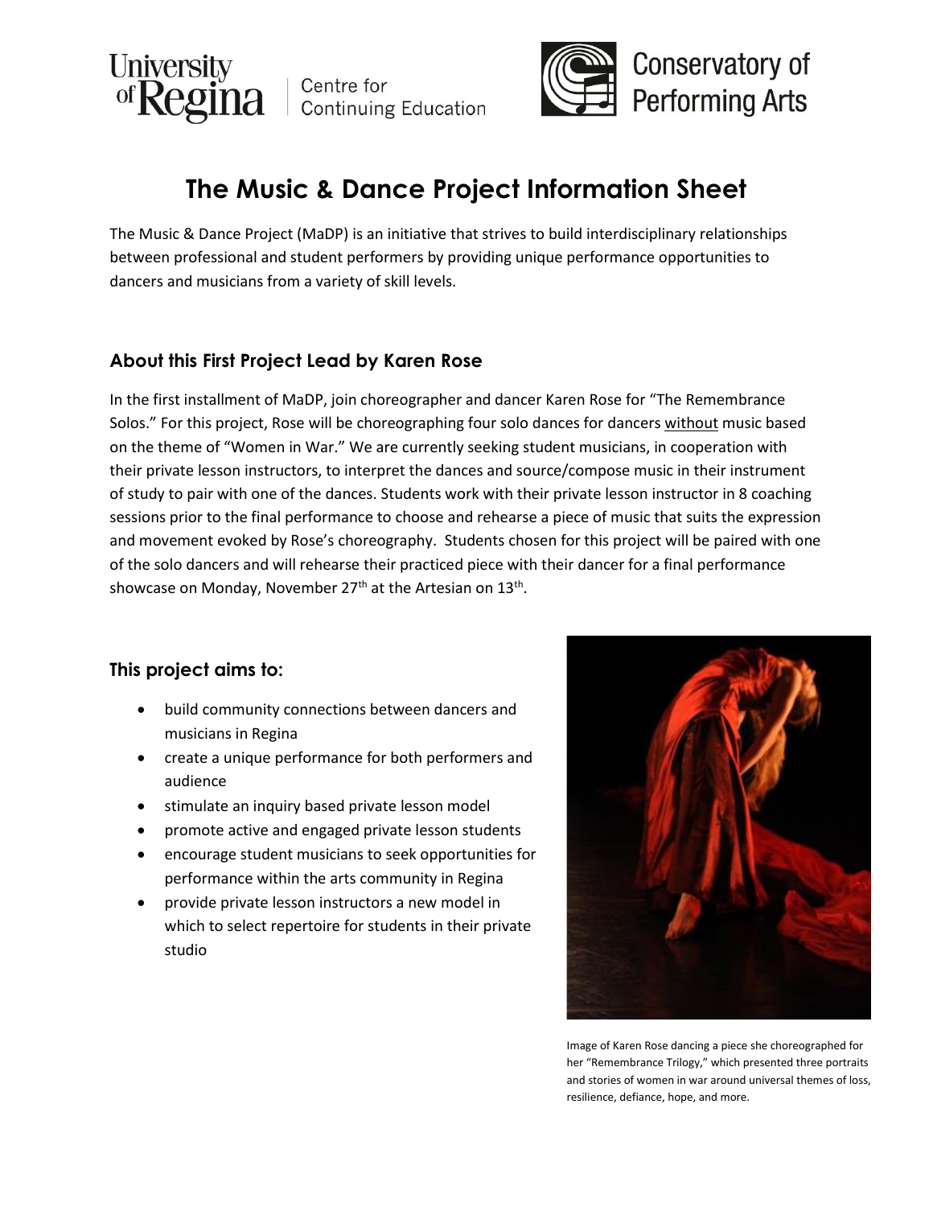University of Regina | Centre for Continuing Education

Conservatory of Performing Arts

# The Music & Dance Project Information Sheet

The Music & Dance Project (MaDP) is an initiative that strives to build interdisciplinary relationships between professional and student performers by providing unique performance opportunities to dancers and musicians from a variety of skill levels.

## About this First Project Lead by Karen Rose

In the first installment of MaDP, join choreographer and dancer Karen Rose for "The Remembrance Solos." For this project, Rose will be choreographing four solo dances for dancers without music based on the theme of "Women in War." We are currently seeking student musicians, in cooperation with their private lesson instructors, to interpret the dances and source/compose music in their instrument of study to pair with one of the dances. Students work with their private lesson instructor in 8 coaching sessions prior to the final performance to choose and rehearse a piece of music that suits the expression and movement evoked by Rose's choreography. Students chosen for this project will be paired with one of the solo dancers and will rehearse their practiced piece with their dancer for a final performance showcase on Monday, November 27th at the Artesian on 13th.

## This project aims to:

- build community connections between dancers and musicians in Regina
- create a unique performance for both performers and audience
- stimulate an inquiry based private lesson model
- promote active and engaged private lesson students
- encourage student musicians to seek opportunities for performance within the arts community in Regina
- provide private lesson instructors a new model in which to select repertoire for students in their private studio

Image of Karen Rose dancing a piece she choreographed for her "Remembrance Trilogy," which presented three portraits and stories of women in war around universal themes of loss, resilience, defiance, hope, and more.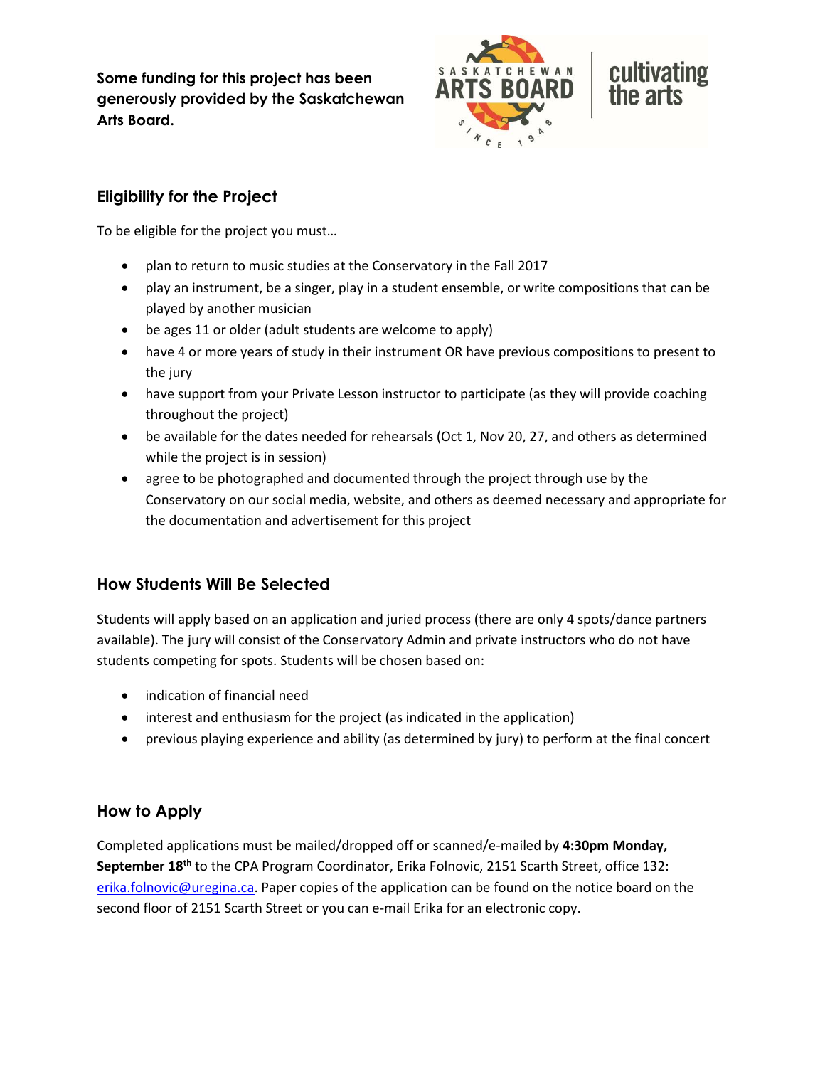**Some funding for this project has been generously provided by the Saskatchewan Arts Board.**

SASKATCHEWAN ARTS BOARD SINCE 1948 | cultivating the arts

## Eligibility for the Project

To be eligible for the project you must…

- plan to return to music studies at the Conservatory in the Fall 2017
- play an instrument, be a singer, play in a student ensemble, or write compositions that can be played by another musician
- be ages 11 or older (adult students are welcome to apply)
- have 4 or more years of study in their instrument OR have previous compositions to present to the jury
- have support from your Private Lesson instructor to participate (as they will provide coaching throughout the project)
- be available for the dates needed for rehearsals (Oct 1, Nov 20, 27, and others as determined while the project is in session)
- agree to be photographed and documented through the project through use by the Conservatory on our social media, website, and others as deemed necessary and appropriate for the documentation and advertisement for this project

## How Students Will Be Selected

Students will apply based on an application and juried process (there are only 4 spots/dance partners available). The jury will consist of the Conservatory Admin and private instructors who do not have students competing for spots. Students will be chosen based on:

- indication of financial need
- interest and enthusiasm for the project (as indicated in the application)
- previous playing experience and ability (as determined by jury) to perform at the final concert

## How to Apply

Completed applications must be mailed/dropped off or scanned/e-mailed by **4:30pm Monday, September 18th** to the CPA Program Coordinator, Erika Folnovic, 2151 Scarth Street, office 132: erika.folnovic@uregina.ca. Paper copies of the application can be found on the notice board on the second floor of 2151 Scarth Street or you can e-mail Erika for an electronic copy.